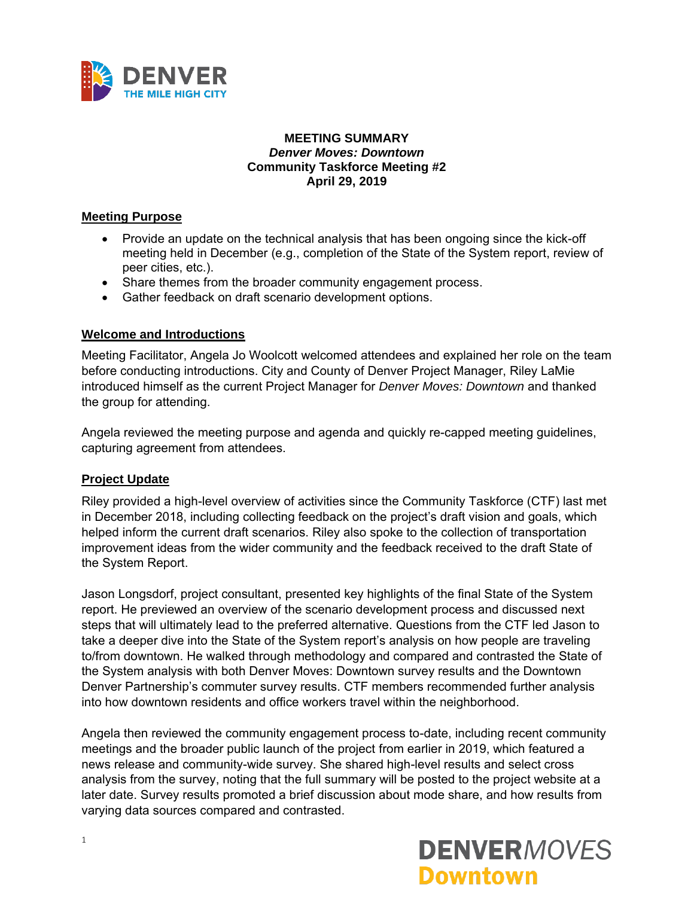**MEETING SUMMARY**
***Denver Moves: Downtown***
**Community Taskforce Meeting #2**
**April 29, 2019**

## Meeting Purpose

- Provide an update on the technical analysis that has been ongoing since the kick-off meeting held in December (e.g., completion of the State of the System report, review of peer cities, etc.).
- Share themes from the broader community engagement process.
- Gather feedback on draft scenario development options.

## Welcome and Introductions

Meeting Facilitator, Angela Jo Woolcott welcomed attendees and explained her role on the team before conducting introductions. City and County of Denver Project Manager, Riley LaMie introduced himself as the current Project Manager for *Denver Moves: Downtown* and thanked the group for attending.

Angela reviewed the meeting purpose and agenda and quickly re-capped meeting guidelines, capturing agreement from attendees.

## Project Update

Riley provided a high-level overview of activities since the Community Taskforce (CTF) last met in December 2018, including collecting feedback on the project's draft vision and goals, which helped inform the current draft scenarios. Riley also spoke to the collection of transportation improvement ideas from the wider community and the feedback received to the draft State of the System Report.

Jason Longsdorf, project consultant, presented key highlights of the final State of the System report. He previewed an overview of the scenario development process and discussed next steps that will ultimately lead to the preferred alternative. Questions from the CTF led Jason to take a deeper dive into the State of the System report's analysis on how people are traveling to/from downtown. He walked through methodology and compared and contrasted the State of the System analysis with both Denver Moves: Downtown survey results and the Downtown Denver Partnership's commuter survey results. CTF members recommended further analysis into how downtown residents and office workers travel within the neighborhood.

Angela then reviewed the community engagement process to-date, including recent community meetings and the broader public launch of the project from earlier in 2019, which featured a news release and community-wide survey. She shared high-level results and select cross analysis from the survey, noting that the full summary will be posted to the project website at a later date. Survey results promoted a brief discussion about mode share, and how results from varying data sources compared and contrasted.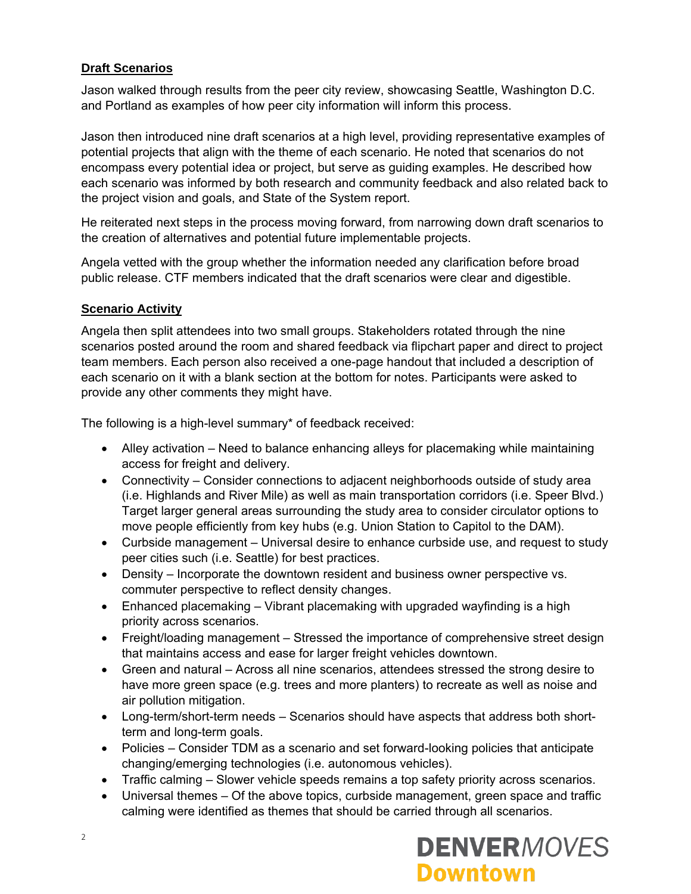**Draft Scenarios**

Jason walked through results from the peer city review, showcasing Seattle, Washington D.C. and Portland as examples of how peer city information will inform this process.

Jason then introduced nine draft scenarios at a high level, providing representative examples of potential projects that align with the theme of each scenario. He noted that scenarios do not encompass every potential idea or project, but serve as guiding examples. He described how each scenario was informed by both research and community feedback and also related back to the project vision and goals, and State of the System report.

He reiterated next steps in the process moving forward, from narrowing down draft scenarios to the creation of alternatives and potential future implementable projects.

Angela vetted with the group whether the information needed any clarification before broad public release. CTF members indicated that the draft scenarios were clear and digestible.

**Scenario Activity**

Angela then split attendees into two small groups. Stakeholders rotated through the nine scenarios posted around the room and shared feedback via flipchart paper and direct to project team members. Each person also received a one-page handout that included a description of each scenario on it with a blank section at the bottom for notes. Participants were asked to provide any other comments they might have.

The following is a high-level summary* of feedback received:

- Alley activation – Need to balance enhancing alleys for placemaking while maintaining access for freight and delivery.
- Connectivity – Consider connections to adjacent neighborhoods outside of study area (i.e. Highlands and River Mile) as well as main transportation corridors (i.e. Speer Blvd.) Target larger general areas surrounding the study area to consider circulator options to move people efficiently from key hubs (e.g. Union Station to Capitol to the DAM).
- Curbside management – Universal desire to enhance curbside use, and request to study peer cities such (i.e. Seattle) for best practices.
- Density – Incorporate the downtown resident and business owner perspective vs. commuter perspective to reflect density changes.
- Enhanced placemaking – Vibrant placemaking with upgraded wayfinding is a high priority across scenarios.
- Freight/loading management – Stressed the importance of comprehensive street design that maintains access and ease for larger freight vehicles downtown.
- Green and natural – Across all nine scenarios, attendees stressed the strong desire to have more green space (e.g. trees and more planters) to recreate as well as noise and air pollution mitigation.
- Long-term/short-term needs – Scenarios should have aspects that address both short-term and long-term goals.
- Policies – Consider TDM as a scenario and set forward-looking policies that anticipate changing/emerging technologies (i.e. autonomous vehicles).
- Traffic calming – Slower vehicle speeds remains a top safety priority across scenarios.
- Universal themes – Of the above topics, curbside management, green space and traffic calming were identified as themes that should be carried through all scenarios.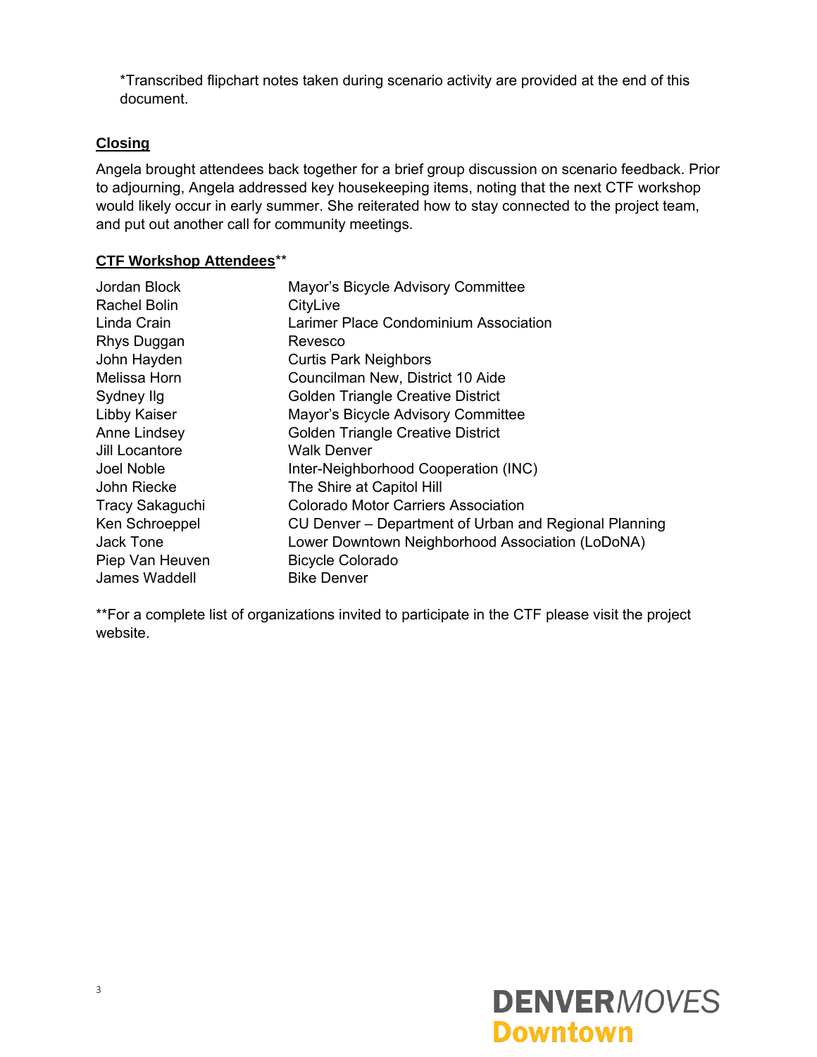*Transcribed flipchart notes taken during scenario activity are provided at the end of this document.

## Closing

Angela brought attendees back together for a brief group discussion on scenario feedback. Prior to adjourning, Angela addressed key housekeeping items, noting that the next CTF workshop would likely occur in early summer. She reiterated how to stay connected to the project team, and put out another call for community meetings.

## CTF Workshop Attendees**

| | |
|---|---|
| Jordan Block | Mayor's Bicycle Advisory Committee |
| Rachel Bolin | CityLive |
| Linda Crain | Larimer Place Condominium Association |
| Rhys Duggan | Revesco |
| John Hayden | Curtis Park Neighbors |
| Melissa Horn | Councilman New, District 10 Aide |
| Sydney Ilg | Golden Triangle Creative District |
| Libby Kaiser | Mayor's Bicycle Advisory Committee |
| Anne Lindsey | Golden Triangle Creative District |
| Jill Locantore | Walk Denver |
| Joel Noble | Inter-Neighborhood Cooperation (INC) |
| John Riecke | The Shire at Capitol Hill |
| Tracy Sakaguchi | Colorado Motor Carriers Association |
| Ken Schroeppel | CU Denver – Department of Urban and Regional Planning |
| Jack Tone | Lower Downtown Neighborhood Association (LoDoNA) |
| Piep Van Heuven | Bicycle Colorado |
| James Waddell | Bike Denver |

**For a complete list of organizations invited to participate in the CTF please visit the project website.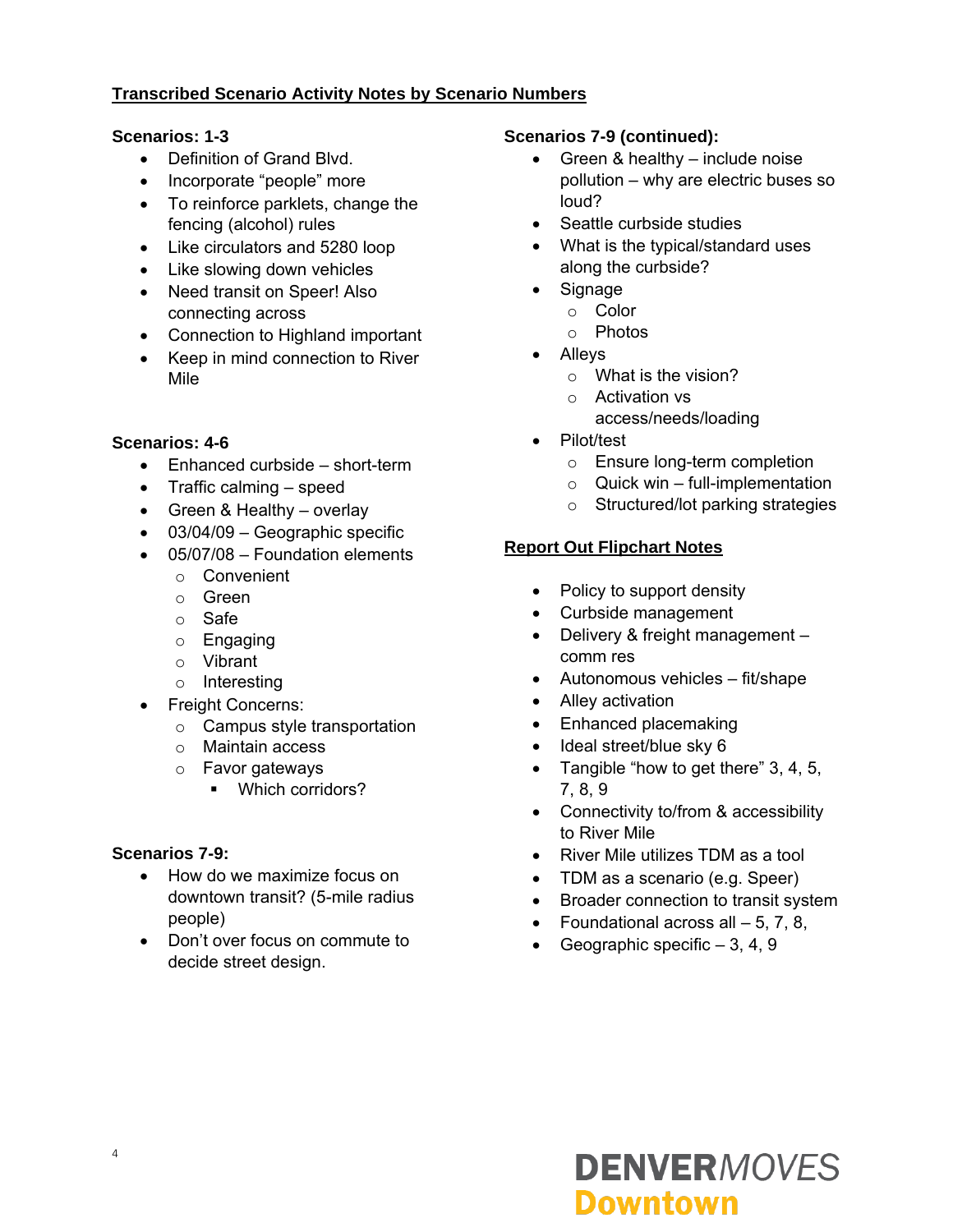## Transcribed Scenario Activity Notes by Scenario Numbers

**Scenarios: 1-3**

- Definition of Grand Blvd.
- Incorporate "people" more
- To reinforce parklets, change the fencing (alcohol) rules
- Like circulators and 5280 loop
- Like slowing down vehicles
- Need transit on Speer! Also connecting across
- Connection to Highland important
- Keep in mind connection to River Mile

**Scenarios: 4-6**

- Enhanced curbside – short-term
- Traffic calming – speed
- Green & Healthy – overlay
- 03/04/09 – Geographic specific
- 05/07/08 – Foundation elements
  - Convenient
  - Green
  - Safe
  - Engaging
  - Vibrant
  - Interesting
- Freight Concerns:
  - Campus style transportation
  - Maintain access
  - Favor gateways
    - Which corridors?

**Scenarios 7-9:**

- How do we maximize focus on downtown transit? (5-mile radius people)
- Don't over focus on commute to decide street design.

**Scenarios 7-9 (continued):**

- Green & healthy – include noise pollution – why are electric buses so loud?
- Seattle curbside studies
- What is the typical/standard uses along the curbside?
- Signage
  - Color
  - Photos
- Alleys
  - What is the vision?
  - Activation vs access/needs/loading
- Pilot/test
  - Ensure long-term completion
  - Quick win – full-implementation
  - Structured/lot parking strategies

## Report Out Flipchart Notes

- Policy to support density
- Curbside management
- Delivery & freight management – comm res
- Autonomous vehicles – fit/shape
- Alley activation
- Enhanced placemaking
- Ideal street/blue sky 6
- Tangible "how to get there" 3, 4, 5, 7, 8, 9
- Connectivity to/from & accessibility to River Mile
- River Mile utilizes TDM as a tool
- TDM as a scenario (e.g. Speer)
- Broader connection to transit system
- Foundational across all – 5, 7, 8,
- Geographic specific – 3, 4, 9